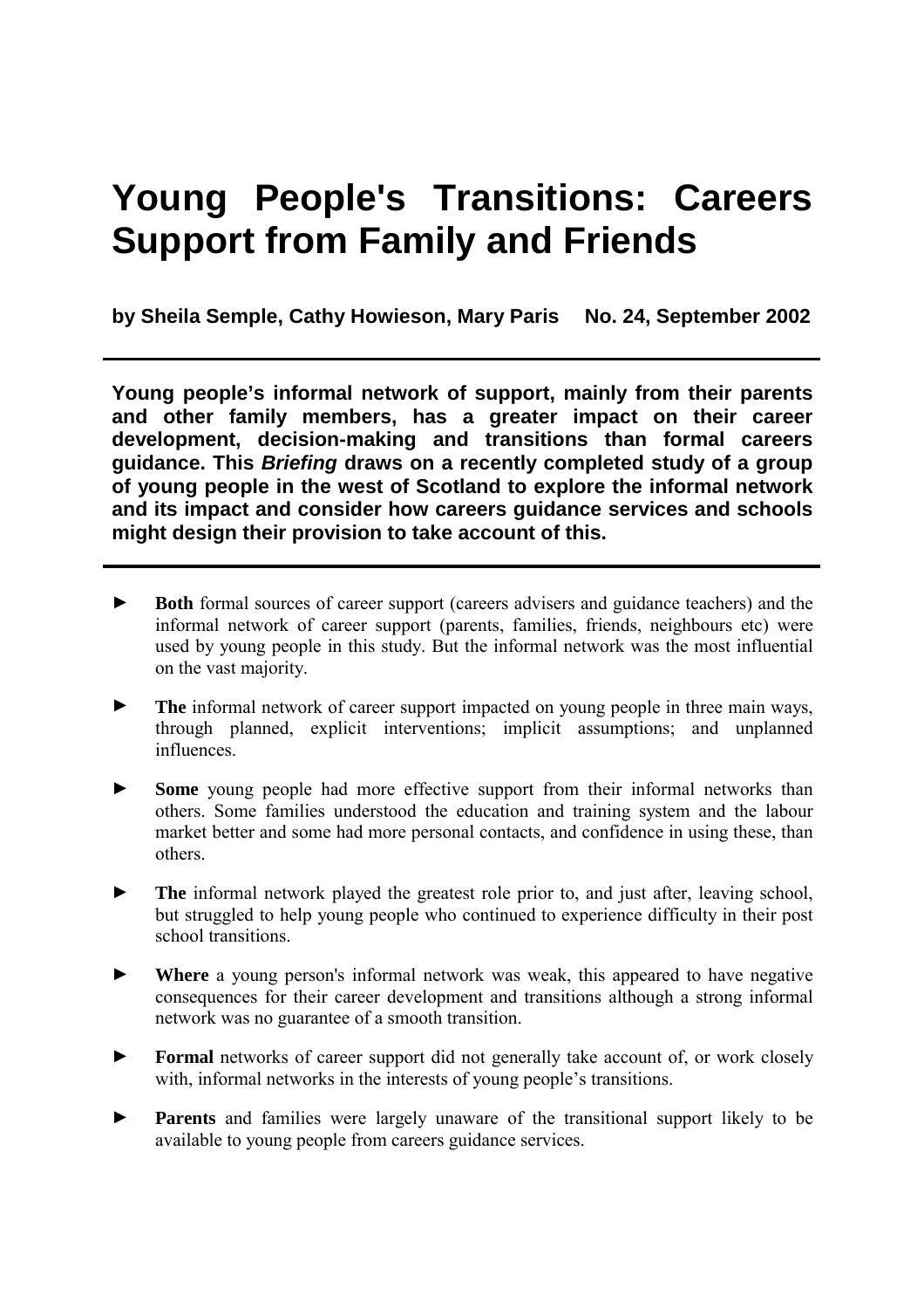# Young People's Transitions: Careers Support from Family and Friends

**by Sheila Semple, Cathy Howieson, Mary Paris     No. 24, September 2002**

---

**Young people's informal network of support, mainly from their parents and other family members, has a greater impact on their career development, decision-making and transitions than formal careers guidance. This *Briefing* draws on a recently completed study of a group of young people in the west of Scotland to explore the informal network and its impact and consider how careers guidance services and schools might design their provision to take account of this.**

---

- **Both** formal sources of career support (careers advisers and guidance teachers) and the informal network of career support (parents, families, friends, neighbours etc) were used by young people in this study. But the informal network was the most influential on the vast majority.

- **The** informal network of career support impacted on young people in three main ways, through planned, explicit interventions; implicit assumptions; and unplanned influences.

- **Some** young people had more effective support from their informal networks than others. Some families understood the education and training system and the labour market better and some had more personal contacts, and confidence in using these, than others.

- **The** informal network played the greatest role prior to, and just after, leaving school, but struggled to help young people who continued to experience difficulty in their post school transitions.

- **Where** a young person's informal network was weak, this appeared to have negative consequences for their career development and transitions although a strong informal network was no guarantee of a smooth transition.

- **Formal** networks of career support did not generally take account of, or work closely with, informal networks in the interests of young people's transitions.

- **Parents** and families were largely unaware of the transitional support likely to be available to young people from careers guidance services.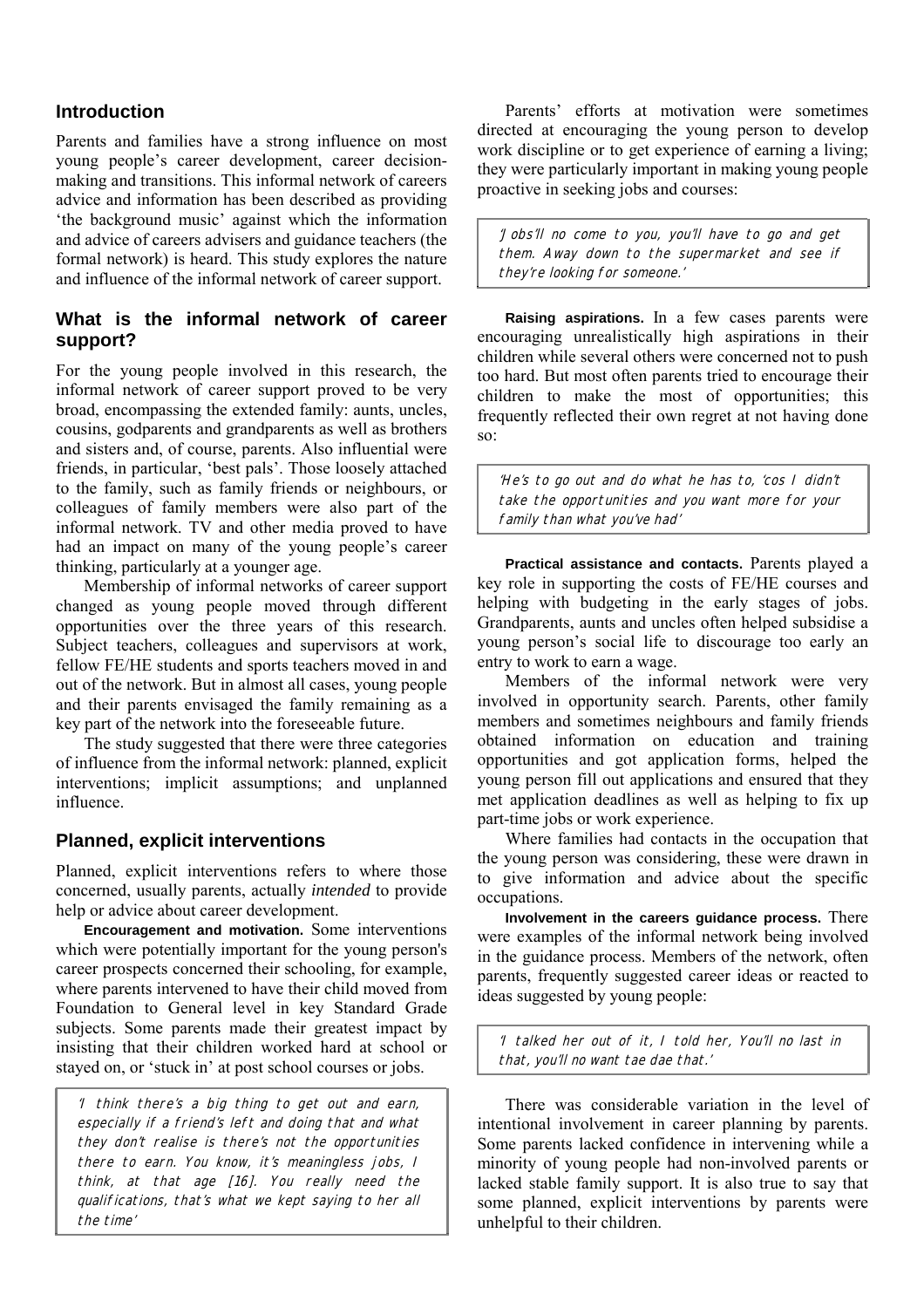## Introduction

Parents and families have a strong influence on most young people's career development, career decision-making and transitions. This informal network of careers advice and information has been described as providing 'the background music' against which the information and advice of careers advisers and guidance teachers (the formal network) is heard. This study explores the nature and influence of the informal network of career support.

## What is the informal network of career support?

For the young people involved in this research, the informal network of career support proved to be very broad, encompassing the extended family: aunts, uncles, cousins, godparents and grandparents as well as brothers and sisters and, of course, parents. Also influential were friends, in particular, 'best pals'. Those loosely attached to the family, such as family friends or neighbours, or colleagues of family members were also part of the informal network. TV and other media proved to have had an impact on many of the young people's career thinking, particularly at a younger age.

Membership of informal networks of career support changed as young people moved through different opportunities over the three years of this research. Subject teachers, colleagues and supervisors at work, fellow FE/HE students and sports teachers moved in and out of the network. But in almost all cases, young people and their parents envisaged the family remaining as a key part of the network into the foreseeable future.

The study suggested that there were three categories of influence from the informal network: planned, explicit interventions; implicit assumptions; and unplanned influence.

## Planned, explicit interventions

Planned, explicit interventions refers to where those concerned, usually parents, actually *intended* to provide help or advice about career development.

**Encouragement and motivation.** Some interventions which were potentially important for the young person's career prospects concerned their schooling, for example, where parents intervened to have their child moved from Foundation to General level in key Standard Grade subjects. Some parents made their greatest impact by insisting that their children worked hard at school or stayed on, or 'stuck in' at post school courses or jobs.

> 'I think there's a big thing to get out and earn, especially if a friend's left and doing that and what they don't realise is there's not the opportunities there to earn. You know, it's meaningless jobs, I think, at that age [16]. You really need the qualifications, that's what we kept saying to her all the time'

Parents' efforts at motivation were sometimes directed at encouraging the young person to develop work discipline or to get experience of earning a living; they were particularly important in making young people proactive in seeking jobs and courses:

> 'Jobs'll no come to you, you'll have to go and get them. Away down to the supermarket and see if they're looking for someone.'

**Raising aspirations.** In a few cases parents were encouraging unrealistically high aspirations in their children while several others were concerned not to push too hard. But most often parents tried to encourage their children to make the most of opportunities; this frequently reflected their own regret at not having done so:

> 'He's to go out and do what he has to, 'cos I didn't take the opportunities and you want more for your family than what you've had'

**Practical assistance and contacts.** Parents played a key role in supporting the costs of FE/HE courses and helping with budgeting in the early stages of jobs. Grandparents, aunts and uncles often helped subsidise a young person's social life to discourage too early an entry to work to earn a wage.

Members of the informal network were very involved in opportunity search. Parents, other family members and sometimes neighbours and family friends obtained information on education and training opportunities and got application forms, helped the young person fill out applications and ensured that they met application deadlines as well as helping to fix up part-time jobs or work experience.

Where families had contacts in the occupation that the young person was considering, these were drawn in to give information and advice about the specific occupations.

**Involvement in the careers guidance process.** There were examples of the informal network being involved in the guidance process. Members of the network, often parents, frequently suggested career ideas or reacted to ideas suggested by young people:

> 'I talked her out of it, I told her, You'll no last in that, you'll no want tae dae that.'

There was considerable variation in the level of intentional involvement in career planning by parents. Some parents lacked confidence in intervening while a minority of young people had non-involved parents or lacked stable family support. It is also true to say that some planned, explicit interventions by parents were unhelpful to their children.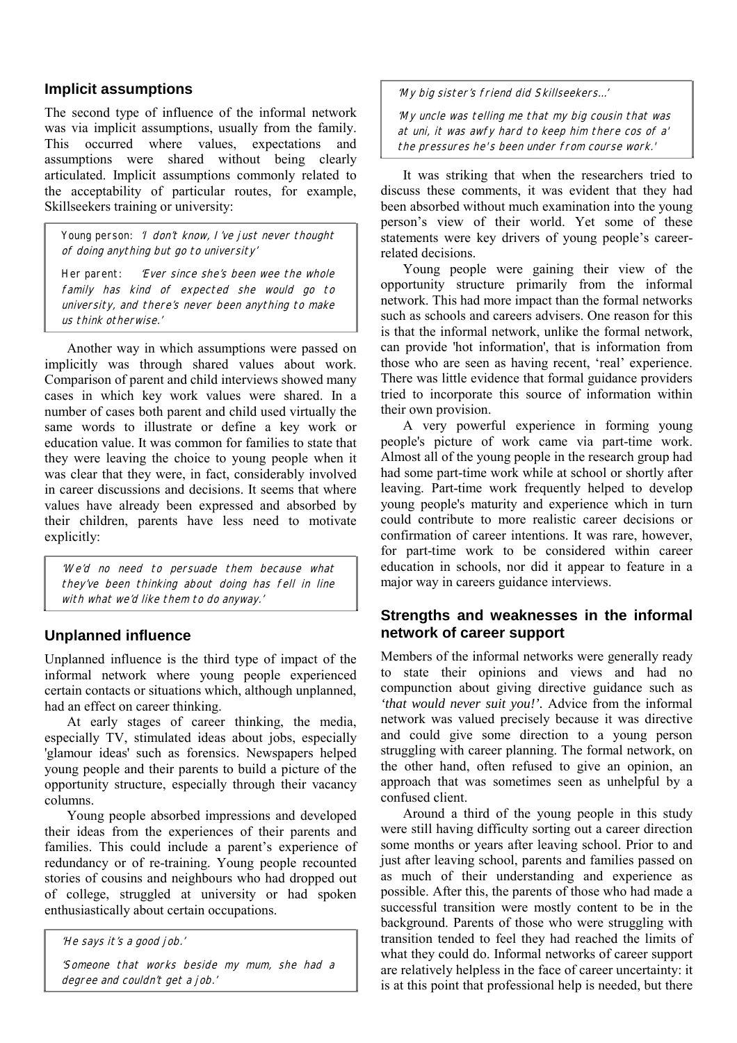## Implicit assumptions

The second type of influence of the informal network was via implicit assumptions, usually from the family. This occurred where values, expectations and assumptions were shared without being clearly articulated. Implicit assumptions commonly related to the acceptability of particular routes, for example, Skillseekers training or university:

> Young person: *'I don't know, I've just never thought of doing anything but go to university'*
>
> Her parent: *'Ever since she's been wee the whole family has kind of expected she would go to university, and there's never been anything to make us think otherwise.'*

Another way in which assumptions were passed on implicitly was through shared values about work. Comparison of parent and child interviews showed many cases in which key work values were shared. In a number of cases both parent and child used virtually the same words to illustrate or define a key work or education value. It was common for families to state that they were leaving the choice to young people when it was clear that they were, in fact, considerably involved in career discussions and decisions. It seems that where values have already been expressed and absorbed by their children, parents have less need to motivate explicitly:

> *'We'd no need to persuade them because what they've been thinking about doing has fell in line with what we'd like them to do anyway.'*

## Unplanned influence

Unplanned influence is the third type of impact of the informal network where young people experienced certain contacts or situations which, although unplanned, had an effect on career thinking.

At early stages of career thinking, the media, especially TV, stimulated ideas about jobs, especially 'glamour ideas' such as forensics. Newspapers helped young people and their parents to build a picture of the opportunity structure, especially through their vacancy columns.

Young people absorbed impressions and developed their ideas from the experiences of their parents and families. This could include a parent's experience of redundancy or of re-training. Young people recounted stories of cousins and neighbours who had dropped out of college, struggled at university or had spoken enthusiastically about certain occupations.

> *'He says it's a good job.'*
>
> *'Someone that works beside my mum, she had a degree and couldn't get a job.'*
>
> *'My big sister's friend did Skillseekers…'*
>
> *'My uncle was telling me that my big cousin that was at uni, it was awfy hard to keep him there cos of a' the pressures he's been under from course work.'*

It was striking that when the researchers tried to discuss these comments, it was evident that they had been absorbed without much examination into the young person's view of their world. Yet some of these statements were key drivers of young people's career-related decisions.

Young people were gaining their view of the opportunity structure primarily from the informal network. This had more impact than the formal networks such as schools and careers advisers. One reason for this is that the informal network, unlike the formal network, can provide 'hot information', that is information from those who are seen as having recent, 'real' experience. There was little evidence that formal guidance providers tried to incorporate this source of information within their own provision.

A very powerful experience in forming young people's picture of work came via part-time work. Almost all of the young people in the research group had had some part-time work while at school or shortly after leaving. Part-time work frequently helped to develop young people's maturity and experience which in turn could contribute to more realistic career decisions or confirmation of career intentions. It was rare, however, for part-time work to be considered within career education in schools, nor did it appear to feature in a major way in careers guidance interviews.

## Strengths and weaknesses in the informal network of career support

Members of the informal networks were generally ready to state their opinions and views and had no compunction about giving directive guidance such as *'that would never suit you!'*. Advice from the informal network was valued precisely because it was directive and could give some direction to a young person struggling with career planning. The formal network, on the other hand, often refused to give an opinion, an approach that was sometimes seen as unhelpful by a confused client.

Around a third of the young people in this study were still having difficulty sorting out a career direction some months or years after leaving school. Prior to and just after leaving school, parents and families passed on as much of their understanding and experience as possible. After this, the parents of those who had made a successful transition were mostly content to be in the background. Parents of those who were struggling with transition tended to feel they had reached the limits of what they could do. Informal networks of career support are relatively helpless in the face of career uncertainty: it is at this point that professional help is needed, but there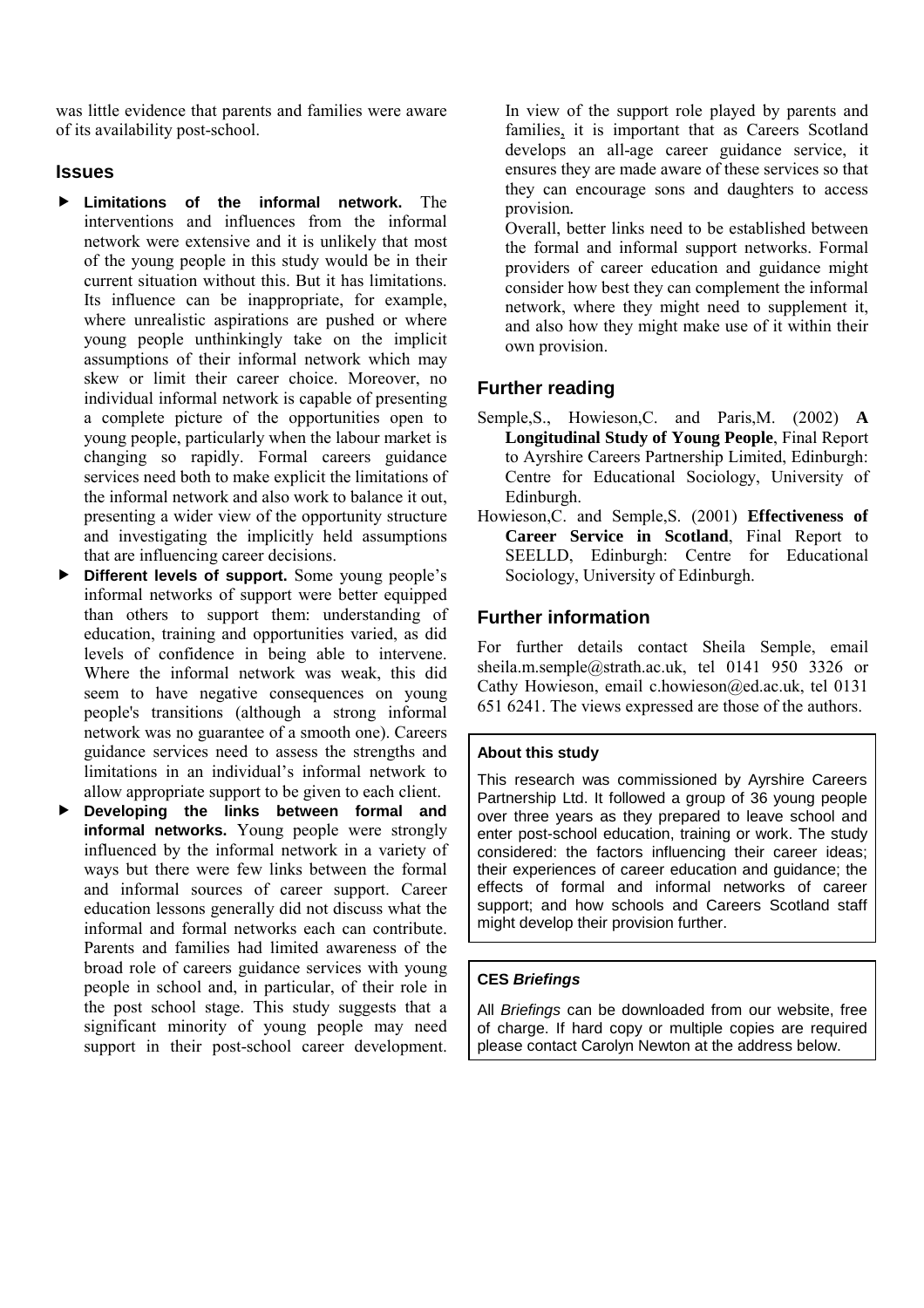was little evidence that parents and families were aware of its availability post-school.

## Issues

- **Limitations of the informal network.** The interventions and influences from the informal network were extensive and it is unlikely that most of the young people in this study would be in their current situation without this. But it has limitations. Its influence can be inappropriate, for example, where unrealistic aspirations are pushed or where young people unthinkingly take on the implicit assumptions of their informal network which may skew or limit their career choice. Moreover, no individual informal network is capable of presenting a complete picture of the opportunities open to young people, particularly when the labour market is changing so rapidly. Formal careers guidance services need both to make explicit the limitations of the informal network and also work to balance it out, presenting a wider view of the opportunity structure and investigating the implicitly held assumptions that are influencing career decisions.
- **Different levels of support.** Some young people's informal networks of support were better equipped than others to support them: understanding of education, training and opportunities varied, as did levels of confidence in being able to intervene. Where the informal network was weak, this did seem to have negative consequences on young people's transitions (although a strong informal network was no guarantee of a smooth one). Careers guidance services need to assess the strengths and limitations in an individual's informal network to allow appropriate support to be given to each client.
- **Developing the links between formal and informal networks.** Young people were strongly influenced by the informal network in a variety of ways but there were few links between the formal and informal sources of career support. Career education lessons generally did not discuss what the informal and formal networks each can contribute. Parents and families had limited awareness of the broad role of careers guidance services with young people in school and, in particular, of their role in the post school stage. This study suggests that a significant minority of young people may need support in their post-school career development. In view of the support role played by parents and families, it is important that as Careers Scotland develops an all-age career guidance service, it ensures they are made aware of these services so that they can encourage sons and daughters to access provision.

  Overall, better links need to be established between the formal and informal support networks. Formal providers of career education and guidance might consider how best they can complement the informal network, where they might need to supplement it, and also how they might make use of it within their own provision.

## Further reading

Semple,S., Howieson,C. and Paris,M. (2002) **A Longitudinal Study of Young People**, Final Report to Ayrshire Careers Partnership Limited, Edinburgh: Centre for Educational Sociology, University of Edinburgh.

Howieson,C. and Semple,S. (2001) **Effectiveness of Career Service in Scotland**, Final Report to SEELLD, Edinburgh: Centre for Educational Sociology, University of Edinburgh.

## Further information

For further details contact Sheila Semple, email sheila.m.semple@strath.ac.uk, tel 0141 950 3326 or Cathy Howieson, email c.howieson@ed.ac.uk, tel 0131 651 6241. The views expressed are those of the authors.

### About this study

This research was commissioned by Ayrshire Careers Partnership Ltd. It followed a group of 36 young people over three years as they prepared to leave school and enter post-school education, training or work. The study considered: the factors influencing their career ideas; their experiences of career education and guidance; the effects of formal and informal networks of career support; and how schools and Careers Scotland staff might develop their provision further.

### CES *Briefings*

All *Briefings* can be downloaded from our website, free of charge. If hard copy or multiple copies are required please contact Carolyn Newton at the address below.